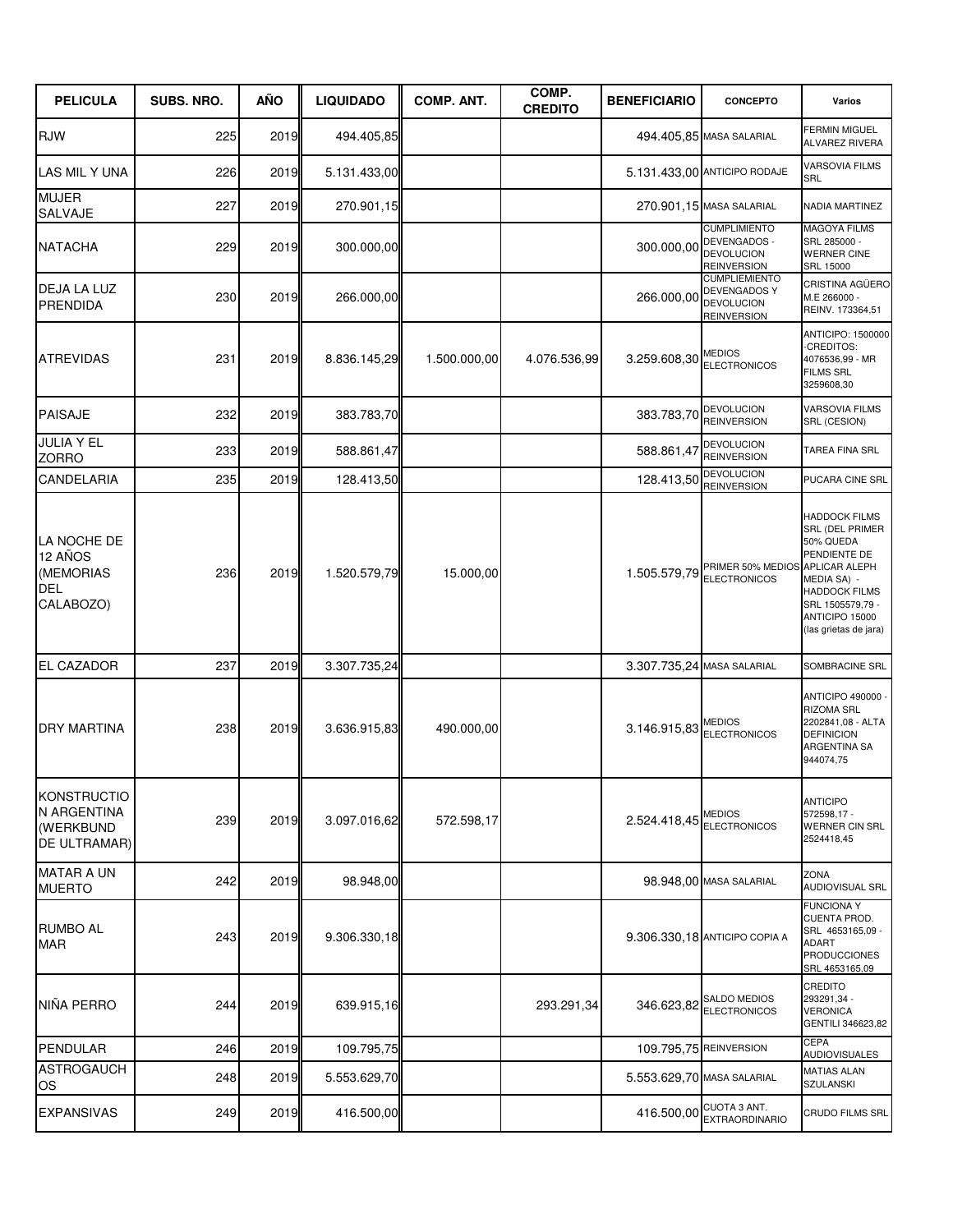| PELICULA | SUBS. NRO. | AÑO | LIQUIDADO | COMP. ANT. | COMP. CREDITO | BENEFICIARIO | CONCEPTO | Varios |
|---|---|---|---|---|---|---|---|---|
| RJW | 225 | 2019 | 494.405,85 | | | 494.405,85 | MASA SALARIAL | FERMIN MIGUEL ALVAREZ RIVERA |
| LAS MIL Y UNA | 226 | 2019 | 5.131.433,00 | | | 5.131.433,00 | ANTICIPO RODAJE | VARSOVIA FILMS SRL |
| MUJER SALVAJE | 227 | 2019 | 270.901,15 | | | 270.901,15 | MASA SALARIAL | NADIA MARTINEZ |
| NATACHA | 229 | 2019 | 300.000,00 | | | 300.000,00 | CUMPLIMIENTO DEVENGADOS - DEVOLUCION REINVERSION | MAGOYA FILMS SRL 285000 - WERNER CINE SRL 15000 |
| DEJA LA LUZ PRENDIDA | 230 | 2019 | 266.000,00 | | | 266.000,00 | CUMPLIEMIENTO DEVENGADOS Y DEVOLUCION REINVERSION | CRISTINA AGÜERO M.E 266000 - REINV. 173364,51 |
| ATREVIDAS | 231 | 2019 | 8.836.145,29 | 1.500.000,00 | 4.076.536,99 | 3.259.608,30 | MEDIOS ELECTRONICOS | ANTICIPO: 1500000 -CREDITOS: 4076536,99 - MR FILMS SRL 3259608,30 |
| PAISAJE | 232 | 2019 | 383.783,70 | | | 383.783,70 | DEVOLUCION REINVERSION | VARSOVIA FILMS SRL (CESION) |
| JULIA Y EL ZORRO | 233 | 2019 | 588.861,47 | | | 588.861,47 | DEVOLUCION REINVERSION | TAREA FINA SRL |
| CANDELARIA | 235 | 2019 | 128.413,50 | | | 128.413,50 | DEVOLUCION REINVERSION | PUCARA CINE SRL |
| LA NOCHE DE 12 AÑOS (MEMORIAS DEL CALABOZO) | 236 | 2019 | 1.520.579,79 | 15.000,00 | | 1.505.579,79 | PRIMER 50% MEDIOS ELECTRONICOS | HADDOCK FILMS SRL (DEL PRIMER 50% QUEDA PENDIENTE DE APLICAR ALEPH MEDIA SA) - HADDOCK FILMS SRL 1505579,79 - ANTICIPO 15000 (las grietas de jara) |
| EL CAZADOR | 237 | 2019 | 3.307.735,24 | | | 3.307.735,24 | MASA SALARIAL | SOMBRACINE SRL |
| DRY MARTINA | 238 | 2019 | 3.636.915,83 | 490.000,00 | | 3.146.915,83 | MEDIOS ELECTRONICOS | ANTICIPO 490000 - RIZOMA SRL 2202841,08 - ALTA DEFINICION ARGENTINA SA 944074,75 |
| KONSTRUCTION ARGENTINA (WERKBUND DE ULTRAMAR) | 239 | 2019 | 3.097.016,62 | 572.598,17 | | 2.524.418,45 | MEDIOS ELECTRONICOS | ANTICIPO 572598,17 - WERNER CIN SRL 2524418,45 |
| MATAR A UN MUERTO | 242 | 2019 | 98.948,00 | | | 98.948,00 | MASA SALARIAL | ZONA AUDIOVISUAL SRL |
| RUMBO AL MAR | 243 | 2019 | 9.306.330,18 | | | 9.306.330,18 | ANTICIPO COPIA A | FUNCIONA Y CUENTA PROD. SRL 4653165,09 - ADART PRODUCCIONES SRL 4653165,09 |
| NIÑA PERRO | 244 | 2019 | 639.915,16 | | 293.291,34 | 346.623,82 | SALDO MEDIOS ELECTRONICOS | CREDITO 293291,34 - VERONICA GENTILI 346623,82 |
| PENDULAR | 246 | 2019 | 109.795,75 | | | 109.795,75 | REINVERSION | CEPA AUDIOVISUALES |
| ASTROGAUCHOS | 248 | 2019 | 5.553.629,70 | | | 5.553.629,70 | MASA SALARIAL | MATIAS ALAN SZULANSKI |
| EXPANSIVAS | 249 | 2019 | 416.500,00 | | | 416.500,00 | CUOTA 3 ANT. EXTRAORDINARIO | CRUDO FILMS SRL |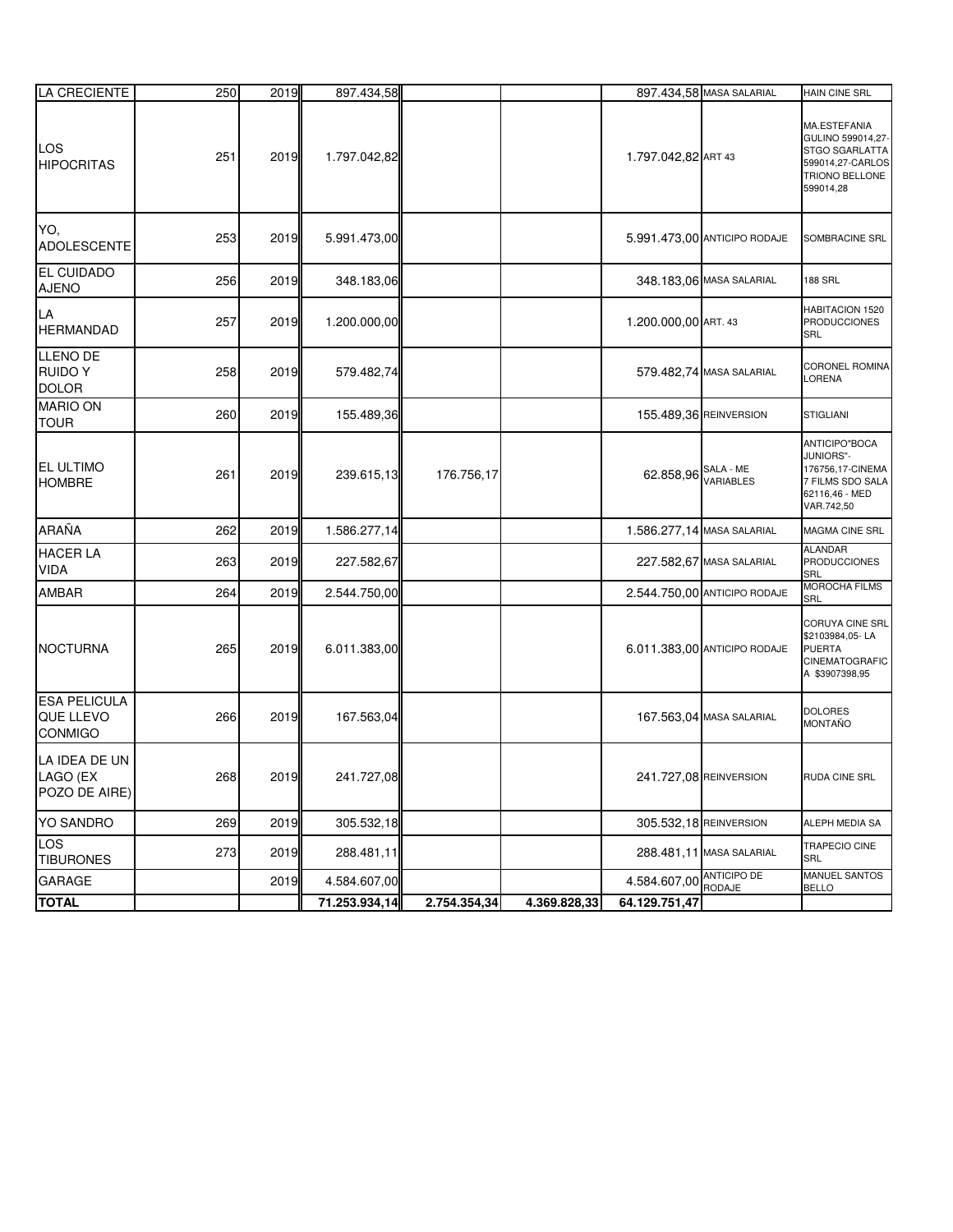| | | | | | | | | |
|---|---|---|---|---|---|---|---|---|
| LA CRECIENTE | 250 | 2019 | 897.434,58 | | | 897.434,58 | MASA SALARIAL | HAIN CINE SRL |
| LOS HIPOCRITAS | 251 | 2019 | 1.797.042,82 | | | 1.797.042,82 | ART 43 | MA.ESTEFANIA GULINO 599014,27-STGO SGARLATTA 599014,27-CARLOS TRIONO BELLONE 599014,28 |
| YO, ADOLESCENTE | 253 | 2019 | 5.991.473,00 | | | 5.991.473,00 | ANTICIPO RODAJE | SOMBRACINE SRL |
| EL CUIDADO AJENO | 256 | 2019 | 348.183,06 | | | 348.183,06 | MASA SALARIAL | 188 SRL |
| LA HERMANDAD | 257 | 2019 | 1.200.000,00 | | | 1.200.000,00 | ART. 43 | HABITACION 1520 PRODUCCIONES SRL |
| LLENO DE RUIDO Y DOLOR | 258 | 2019 | 579.482,74 | | | 579.482,74 | MASA SALARIAL | CORONEL ROMINA LORENA |
| MARIO ON TOUR | 260 | 2019 | 155.489,36 | | | 155.489,36 | REINVERSION | STIGLIANI |
| EL ULTIMO HOMBRE | 261 | 2019 | 239.615,13 | 176.756,17 | | 62.858,96 | SALA - ME VARIABLES | ANTICIPO"BOCA JUNIORS"-176756,17-CINEMA 7 FILMS SDO SALA 62116,46 - MED VAR.742,50 |
| ARAÑA | 262 | 2019 | 1.586.277,14 | | | 1.586.277,14 | MASA SALARIAL | MAGMA CINE SRL |
| HACER LA VIDA | 263 | 2019 | 227.582,67 | | | 227.582,67 | MASA SALARIAL | ALANDAR PRODUCCIONES SRL |
| AMBAR | 264 | 2019 | 2.544.750,00 | | | 2.544.750,00 | ANTICIPO RODAJE | MOROCHA FILMS SRL |
| NOCTURNA | 265 | 2019 | 6.011.383,00 | | | 6.011.383,00 | ANTICIPO RODAJE | CORUYA CINE SRL $2103984,05- LA PUERTA CINEMATOGRAFICA $3907398,95 |
| ESA PELICULA QUE LLEVO CONMIGO | 266 | 2019 | 167.563,04 | | | 167.563,04 | MASA SALARIAL | DOLORES MONTAÑO |
| LA IDEA DE UN LAGO (EX POZO DE AIRE) | 268 | 2019 | 241.727,08 | | | 241.727,08 | REINVERSION | RUDA CINE SRL |
| YO SANDRO | 269 | 2019 | 305.532,18 | | | 305.532,18 | REINVERSION | ALEPH MEDIA SA |
| LOS TIBURONES | 273 | 2019 | 288.481,11 | | | 288.481,11 | MASA SALARIAL | TRAPECIO CINE SRL |
| GARAGE | | 2019 | 4.584.607,00 | | | 4.584.607,00 | ANTICIPO DE RODAJE | MANUEL SANTOS BELLO |
| **TOTAL** | | | **71.253.934,14** | **2.754.354,34** | **4.369.828,33** | **64.129.751,47** | | |